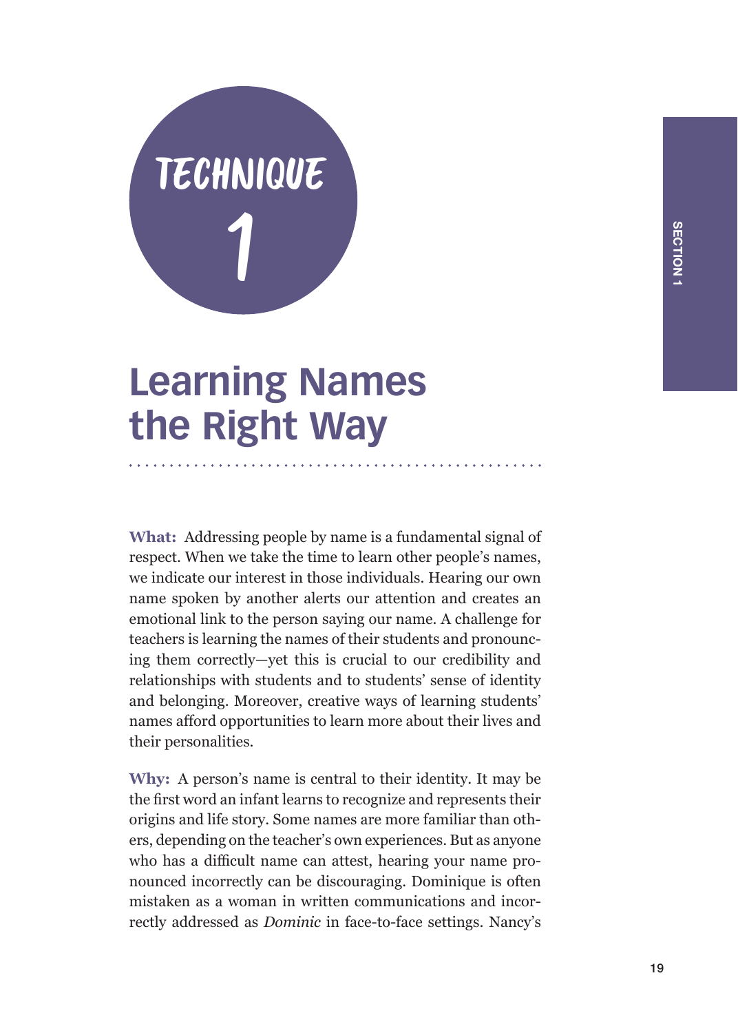# TECHNIQUE 1

## Learning Names the Right Way

**What:** Addressing people by name is a fundamental signal of respect. When we take the time to learn other people's names, we indicate our interest in those individuals. Hearing our own name spoken by another alerts our attention and creates an emotional link to the person saying our name. A challenge for teachers is learning the names of their students and pronouncing them correctly—yet this is crucial to our credibility and relationships with students and to students' sense of identity and belonging. Moreover, creative ways of learning students' names afford opportunities to learn more about their lives and their personalities.

**Why:** A person's name is central to their identity. It may be the first word an infant learns to recognize and represents their origins and life story. Some names are more familiar than others, depending on the teacher's own experiences. But as anyone who has a difficult name can attest, hearing your name pronounced incorrectly can be discouraging. Dominique is often mistaken as a woman in written communications and incorrectly addressed as *Dominic* in face-to-face settings. Nancy's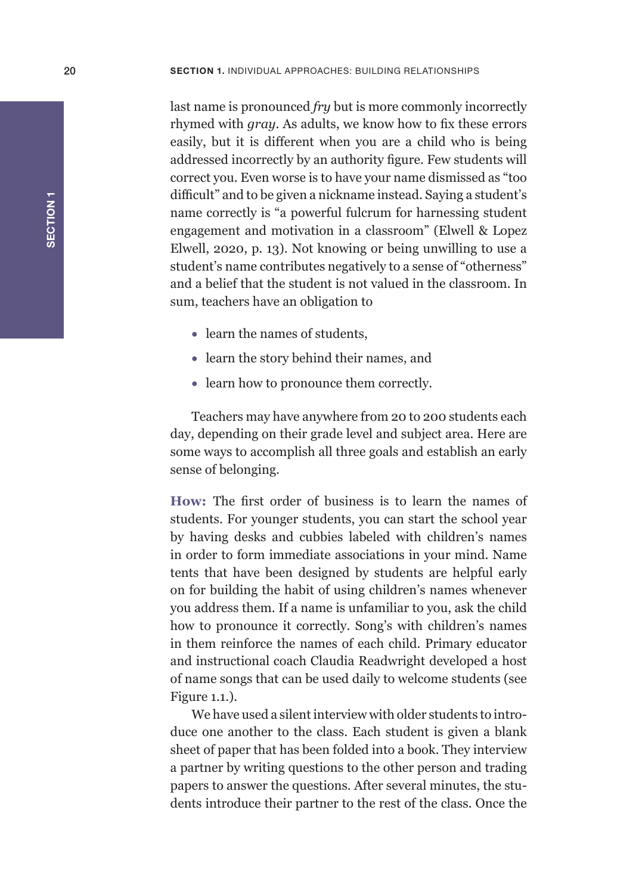last name is pronounced *fry* but is more commonly incorrectly rhymed with *gray*. As adults, we know how to fix these errors easily, but it is different when you are a child who is being addressed incorrectly by an authority figure. Few students will correct you. Even worse is to have your name dismissed as "too difficult" and to be given a nickname instead. Saying a student's name correctly is "a powerful fulcrum for harnessing student engagement and motivation in a classroom" (Elwell & Lopez Elwell, 2020, p. 13). Not knowing or being unwilling to use a student's name contributes negatively to a sense of "otherness" and a belief that the student is not valued in the classroom. In sum, teachers have an obligation to

- learn the names of students,
- learn the story behind their names, and
- learn how to pronounce them correctly.

Teachers may have anywhere from 20 to 200 students each day, depending on their grade level and subject area. Here are some ways to accomplish all three goals and establish an early sense of belonging.

**How:** The first order of business is to learn the names of students. For younger students, you can start the school year by having desks and cubbies labeled with children's names in order to form immediate associations in your mind. Name tents that have been designed by students are helpful early on for building the habit of using children's names whenever you address them. If a name is unfamiliar to you, ask the child how to pronounce it correctly. Song's with children's names in them reinforce the names of each child. Primary educator and instructional coach Claudia Readwright developed a host of name songs that can be used daily to welcome students (see Figure 1.1.).

We have used a silent interview with older students to introduce one another to the class. Each student is given a blank sheet of paper that has been folded into a book. They interview a partner by writing questions to the other person and trading papers to answer the questions. After several minutes, the students introduce their partner to the rest of the class. Once the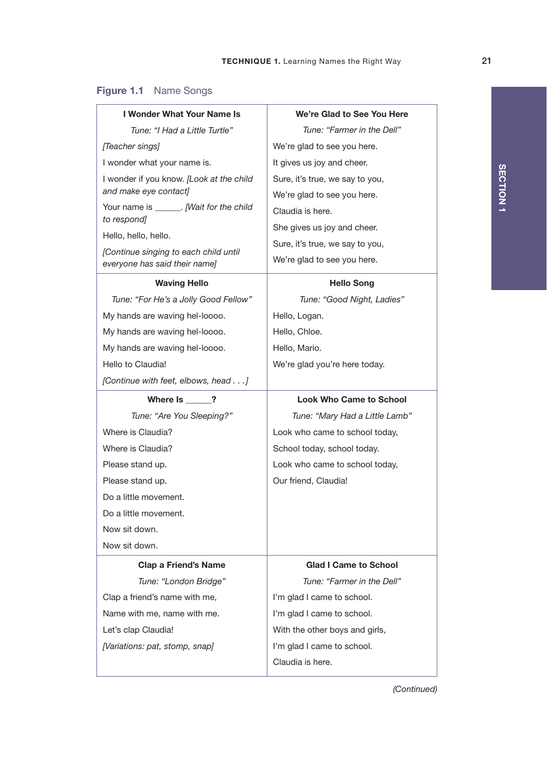**Figure 1.1** Name Songs

| **I Wonder What Your Name Is** | **We're Glad to See You Here** |
|---|---|
| *Tune: "I Had a Little Turtle"*<br>*[Teacher sings]*<br>I wonder what your name is.<br>I wonder if you know. *[Look at the child and make eye contact]*<br>Your name is ______. *[Wait for the child to respond]*<br>Hello, hello, hello.<br>*[Continue singing to each child until everyone has said their name]* | *Tune: "Farmer in the Dell"*<br>We're glad to see you here.<br>It gives us joy and cheer.<br>Sure, it's true, we say to you,<br>We're glad to see you here.<br>Claudia is here.<br>She gives us joy and cheer.<br>Sure, it's true, we say to you,<br>We're glad to see you here. |
| **Waving Hello** | **Hello Song** |
| *Tune: "For He's a Jolly Good Fellow"*<br>My hands are waving hel-loooo.<br>My hands are waving hel-loooo.<br>My hands are waving hel-loooo.<br>Hello to Claudia!<br>*[Continue with feet, elbows, head . . .]* | *Tune: "Good Night, Ladies"*<br>Hello, Logan.<br>Hello, Chloe.<br>Hello, Mario.<br>We're glad you're here today. |
| **Where Is ______?** | **Look Who Came to School** |
| *Tune: "Are You Sleeping?"*<br>Where is Claudia?<br>Where is Claudia?<br>Please stand up.<br>Please stand up.<br>Do a little movement.<br>Do a little movement.<br>Now sit down.<br>Now sit down. | *Tune: "Mary Had a Little Lamb"*<br>Look who came to school today,<br>School today, school today.<br>Look who came to school today,<br>Our friend, Claudia! |
| **Clap a Friend's Name** | **Glad I Came to School** |
| *Tune: "London Bridge"*<br>Clap a friend's name with me,<br>Name with me, name with me.<br>Let's clap Claudia!<br>*[Variations: pat, stomp, snap]* | *Tune: "Farmer in the Dell"*<br>I'm glad I came to school.<br>I'm glad I came to school.<br>With the other boys and girls,<br>I'm glad I came to school.<br>Claudia is here. |

*(Continued)*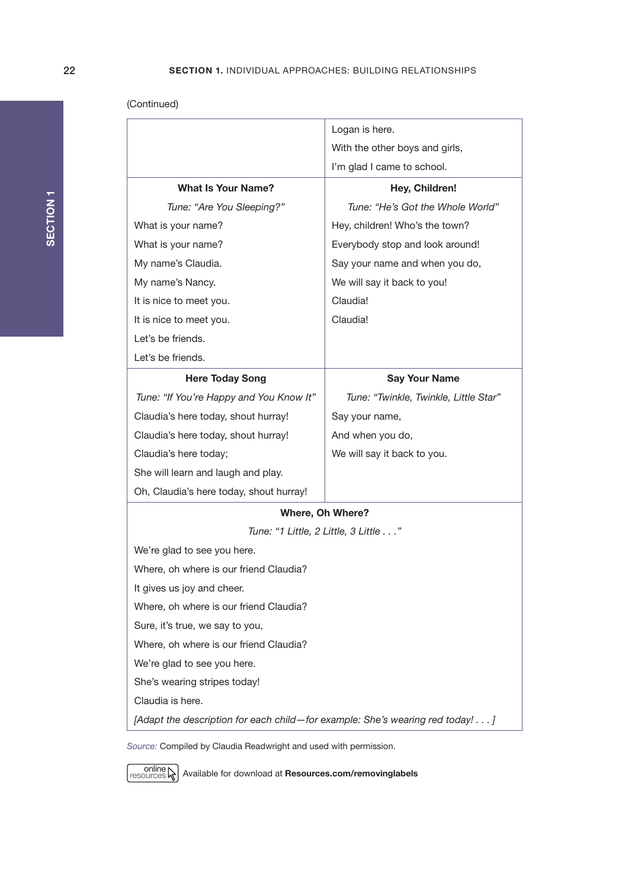(Continued)

| | |
|---|---|
| | Logan is here.<br>With the other boys and girls,<br>I'm glad I came to school. |
| **What Is Your Name?**<br>*Tune: "Are You Sleeping?"*<br>What is your name?<br>What is your name?<br>My name's Claudia.<br>My name's Nancy.<br>It is nice to meet you.<br>It is nice to meet you.<br>Let's be friends.<br>Let's be friends. | **Hey, Children!**<br>*Tune: "He's Got the Whole World"*<br>Hey, children! Who's the town?<br>Everybody stop and look around!<br>Say your name and when you do,<br>We will say it back to you!<br>Claudia!<br>Claudia! |
| **Here Today Song**<br>*Tune: "If You're Happy and You Know It"*<br>Claudia's here today, shout hurray!<br>Claudia's here today, shout hurray!<br>Claudia's here today;<br>She will learn and laugh and play.<br>Oh, Claudia's here today, shout hurray! | **Say Your Name**<br>*Tune: "Twinkle, Twinkle, Little Star"*<br>Say your name,<br>And when you do,<br>We will say it back to you. |
| **Where, Oh Where?**<br>*Tune: "1 Little, 2 Little, 3 Little . . ."*<br>We're glad to see you here.<br>Where, oh where is our friend Claudia?<br>It gives us joy and cheer.<br>Where, oh where is our friend Claudia?<br>Sure, it's true, we say to you,<br>Where, oh where is our friend Claudia?<br>We're glad to see you here.<br>She's wearing stripes today!<br>Claudia is here.<br>*[Adapt the description for each child—for example: She's wearing red today! . . . ]* | |

*Source:* Compiled by Claudia Readwright and used with permission.

online resources Available for download at **Resources.com/removinglabels**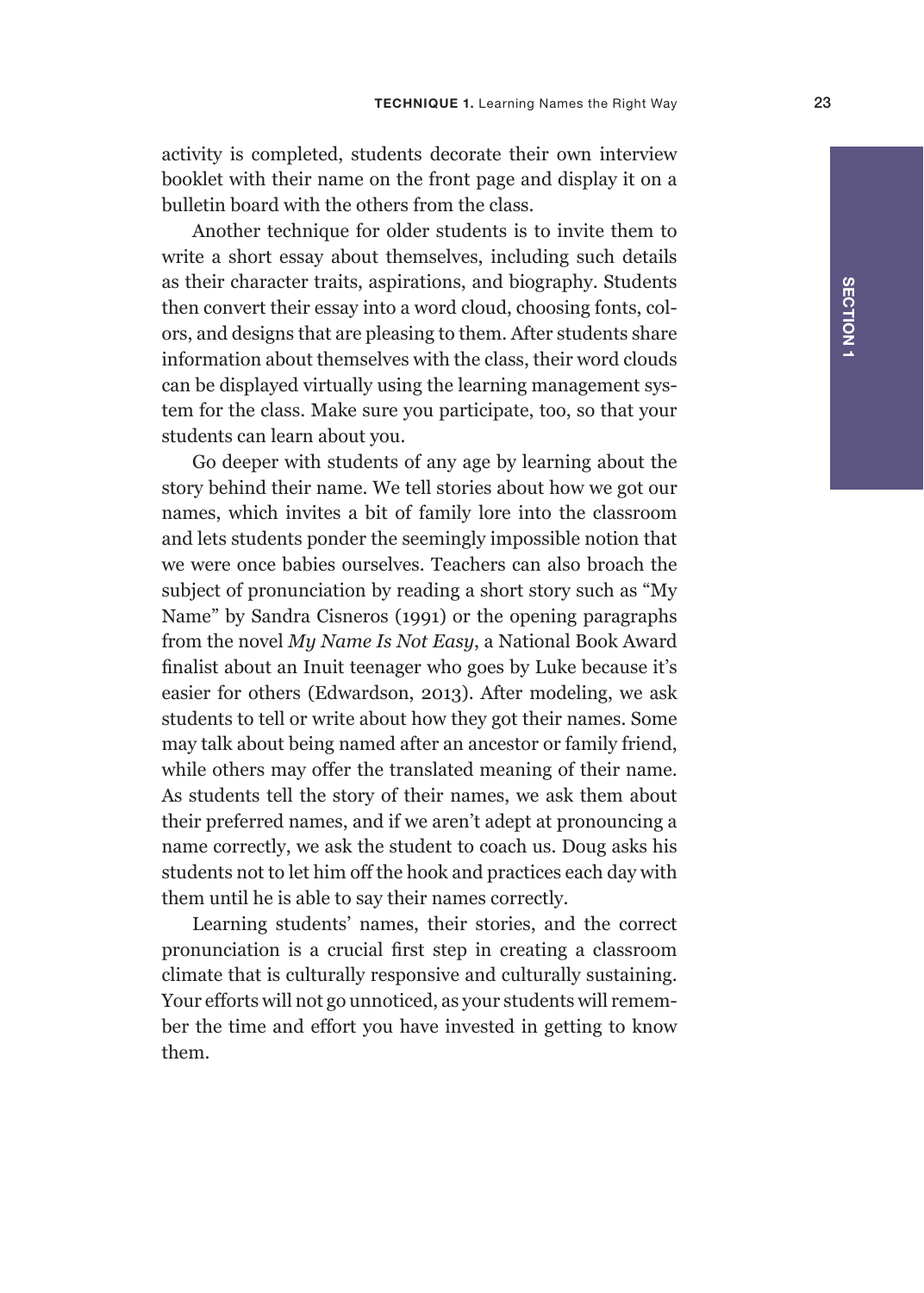activity is completed, students decorate their own interview booklet with their name on the front page and display it on a bulletin board with the others from the class.

Another technique for older students is to invite them to write a short essay about themselves, including such details as their character traits, aspirations, and biography. Students then convert their essay into a word cloud, choosing fonts, colors, and designs that are pleasing to them. After students share information about themselves with the class, their word clouds can be displayed virtually using the learning management system for the class. Make sure you participate, too, so that your students can learn about you.

Go deeper with students of any age by learning about the story behind their name. We tell stories about how we got our names, which invites a bit of family lore into the classroom and lets students ponder the seemingly impossible notion that we were once babies ourselves. Teachers can also broach the subject of pronunciation by reading a short story such as "My Name" by Sandra Cisneros (1991) or the opening paragraphs from the novel *My Name Is Not Easy*, a National Book Award finalist about an Inuit teenager who goes by Luke because it's easier for others (Edwardson, 2013). After modeling, we ask students to tell or write about how they got their names. Some may talk about being named after an ancestor or family friend, while others may offer the translated meaning of their name. As students tell the story of their names, we ask them about their preferred names, and if we aren't adept at pronouncing a name correctly, we ask the student to coach us. Doug asks his students not to let him off the hook and practices each day with them until he is able to say their names correctly.

Learning students' names, their stories, and the correct pronunciation is a crucial first step in creating a classroom climate that is culturally responsive and culturally sustaining. Your efforts will not go unnoticed, as your students will remember the time and effort you have invested in getting to know them.